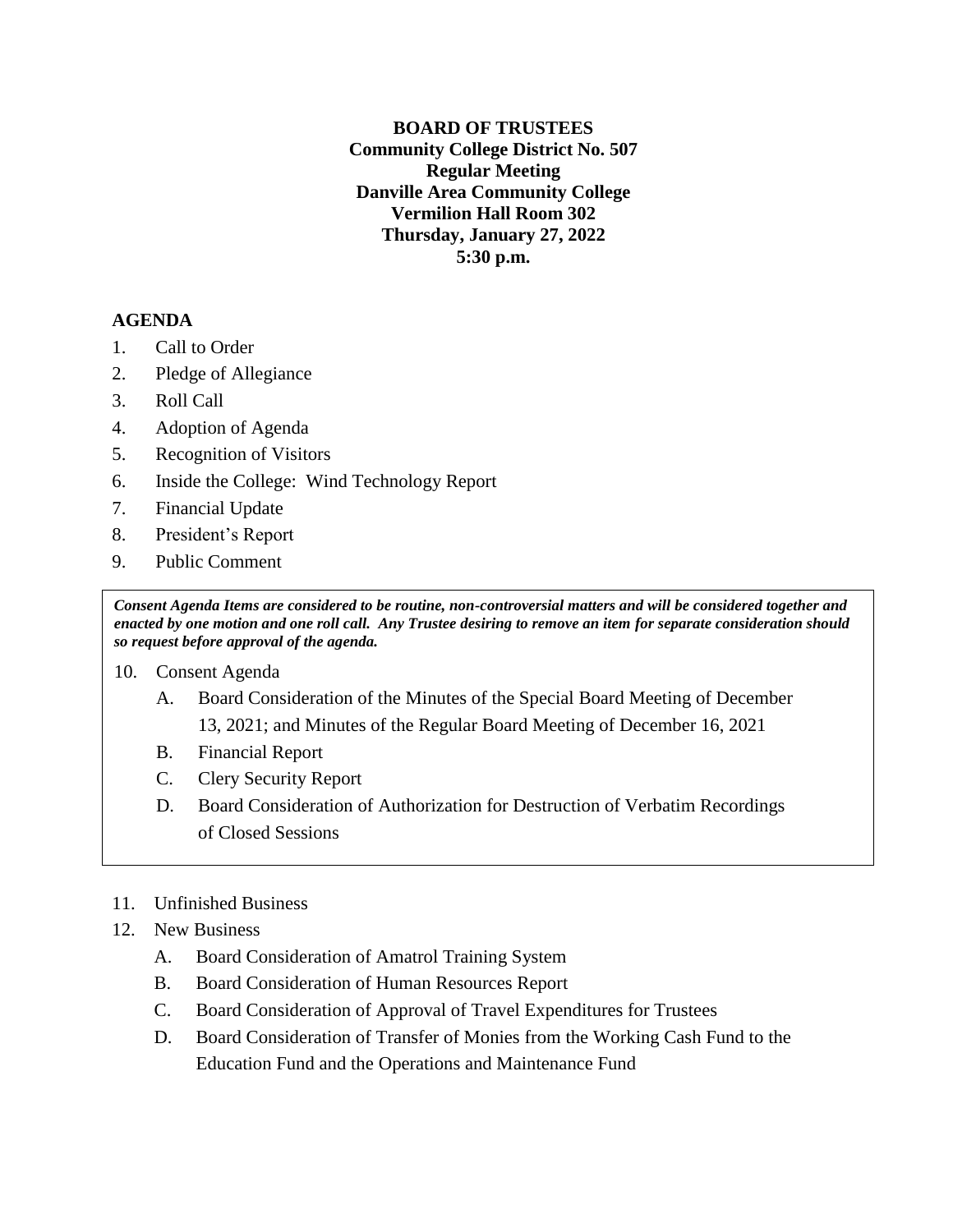**BOARD OF TRUSTEES**
**Community College District No. 507**
**Regular Meeting**
**Danville Area Community College**
**Vermilion Hall Room 302**
**Thursday, January 27, 2022**
**5:30 p.m.**

## AGENDA

1. Call to Order
2. Pledge of Allegiance
3. Roll Call
4. Adoption of Agenda
5. Recognition of Visitors
6. Inside the College: Wind Technology Report
7. Financial Update
8. President's Report
9. Public Comment

***Consent Agenda Items are considered to be routine, non-controversial matters and will be considered together and enacted by one motion and one roll call. Any Trustee desiring to remove an item for separate consideration should so request before approval of the agenda.***

10. Consent Agenda
    - A. Board Consideration of the Minutes of the Special Board Meeting of December 13, 2021; and Minutes of the Regular Board Meeting of December 16, 2021
    - B. Financial Report
    - C. Clery Security Report
    - D. Board Consideration of Authorization for Destruction of Verbatim Recordings of Closed Sessions

11. Unfinished Business
12. New Business
    - A. Board Consideration of Amatrol Training System
    - B. Board Consideration of Human Resources Report
    - C. Board Consideration of Approval of Travel Expenditures for Trustees
    - D. Board Consideration of Transfer of Monies from the Working Cash Fund to the Education Fund and the Operations and Maintenance Fund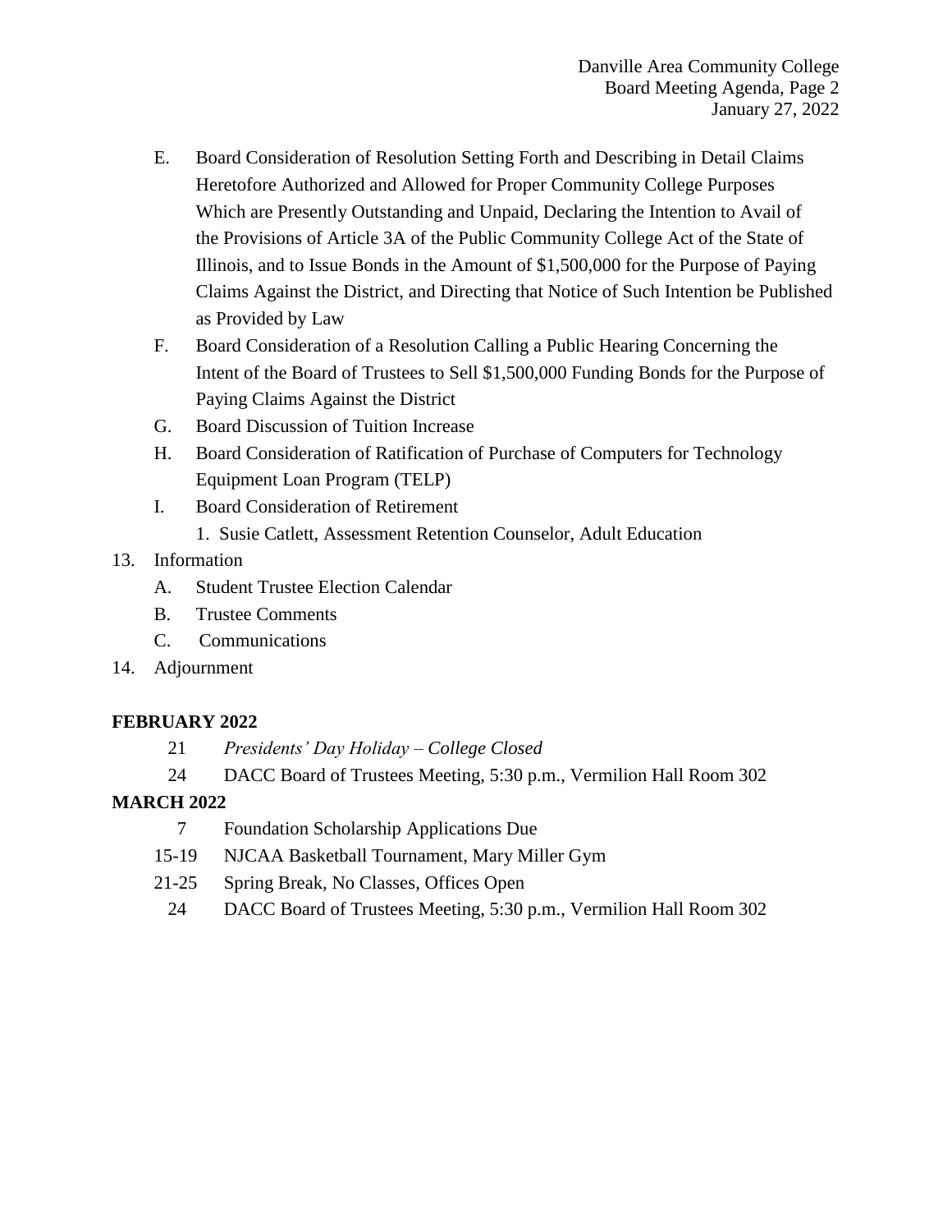E. Board Consideration of Resolution Setting Forth and Describing in Detail Claims Heretofore Authorized and Allowed for Proper Community College Purposes Which are Presently Outstanding and Unpaid, Declaring the Intention to Avail of the Provisions of Article 3A of the Public Community College Act of the State of Illinois, and to Issue Bonds in the Amount of $1,500,000 for the Purpose of Paying Claims Against the District, and Directing that Notice of Such Intention be Published as Provided by Law

F. Board Consideration of a Resolution Calling a Public Hearing Concerning the Intent of the Board of Trustees to Sell $1,500,000 Funding Bonds for the Purpose of Paying Claims Against the District

G. Board Discussion of Tuition Increase

H. Board Consideration of Ratification of Purchase of Computers for Technology Equipment Loan Program (TELP)

I. Board Consideration of Retirement

   1. Susie Catlett, Assessment Retention Counselor, Adult Education

13. Information

    A. Student Trustee Election Calendar

    B. Trustee Comments

    C. Communications

14. Adjournment

**FEBRUARY 2022**

21 *Presidents' Day Holiday – College Closed*

24 DACC Board of Trustees Meeting, 5:30 p.m., Vermilion Hall Room 302

**MARCH 2022**

7 Foundation Scholarship Applications Due

15-19 NJCAA Basketball Tournament, Mary Miller Gym

21-25 Spring Break, No Classes, Offices Open

24 DACC Board of Trustees Meeting, 5:30 p.m., Vermilion Hall Room 302